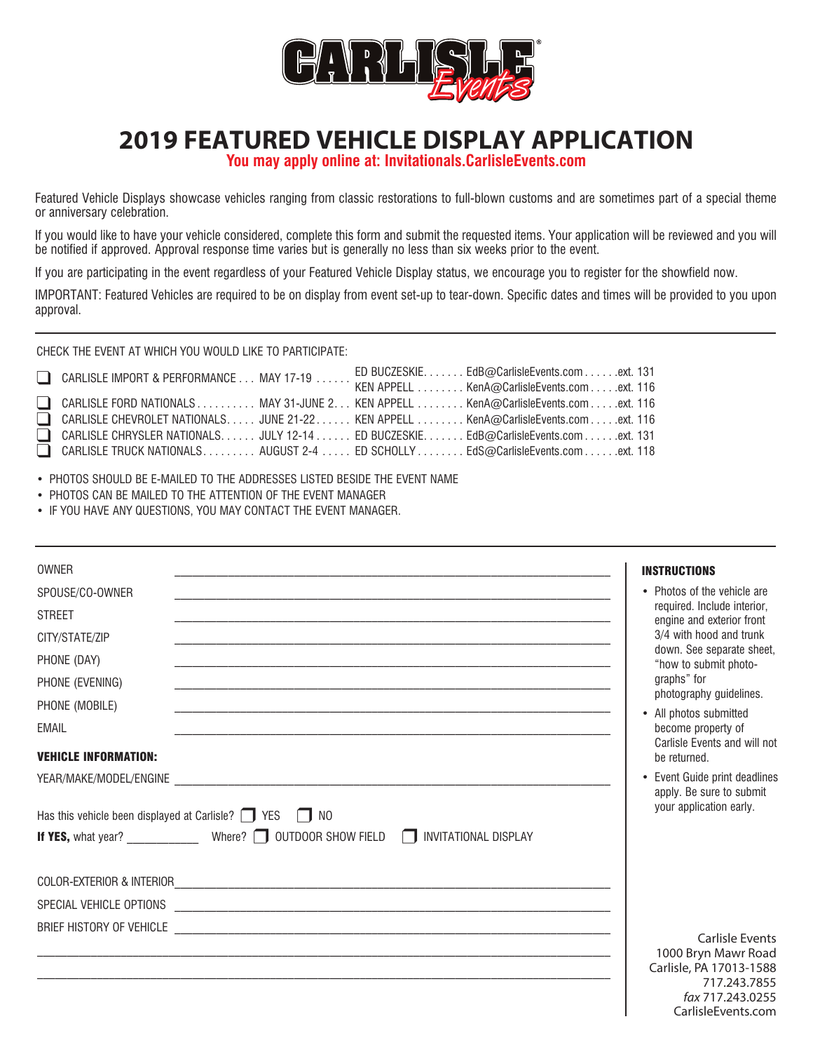# 2019 FEATURED VEHICLE DISPLAY APPLICATION

**You may apply online at: Invitationals.CarlisleEvents.com**

Featured Vehicle Displays showcase vehicles ranging from classic restorations to full-blown customs and are sometimes part of a special theme or anniversary celebration.

If you would like to have your vehicle considered, complete this form and submit the requested items. Your application will be reviewed and you will be notified if approved. Approval response time varies but is generally no less than six weeks prior to the event.

If you are participating in the event regardless of your Featured Vehicle Display status, we encourage you to register for the showfield now.

IMPORTANT: Featured Vehicles are required to be on display from event set-up to tear-down. Specific dates and times will be provided to you upon approval.

---

CHECK THE EVENT AT WHICH YOU WOULD LIKE TO PARTICIPATE:

| | Event | Dates | Contact | Email | Ext. |
|---|---|---|---|---|---|
| ☐ | CARLISLE IMPORT & PERFORMANCE | MAY 17-19 | ED BUCZESKIE | EdB@CarlisleEvents.com | ext. 131 |
| | | | KEN APPELL | KenA@CarlisleEvents.com | ext. 116 |
| ☐ | CARLISLE FORD NATIONALS | MAY 31-JUNE 2 | KEN APPELL | KenA@CarlisleEvents.com | ext. 116 |
| ☐ | CARLISLE CHEVROLET NATIONALS | JUNE 21-22 | KEN APPELL | KenA@CarlisleEvents.com | ext. 116 |
| ☐ | CARLISLE CHRYSLER NATIONALS | JULY 12-14 | ED BUCZESKIE | EdB@CarlisleEvents.com | ext. 131 |
| ☐ | CARLISLE TRUCK NATIONALS | AUGUST 2-4 | ED SCHOLLY | EdS@CarlisleEvents.com | ext. 118 |

- PHOTOS SHOULD BE E-MAILED TO THE ADDRESSES LISTED BESIDE THE EVENT NAME
- PHOTOS CAN BE MAILED TO THE ATTENTION OF THE EVENT MANAGER
- IF YOU HAVE ANY QUESTIONS, YOU MAY CONTACT THE EVENT MANAGER.

---

OWNER ______________________________

SPOUSE/CO-OWNER ______________________________

STREET ______________________________

CITY/STATE/ZIP ______________________________

PHONE (DAY) ______________________________

PHONE (EVENING) ______________________________

PHONE (MOBILE) ______________________________

EMAIL ______________________________

**VEHICLE INFORMATION:**

YEAR/MAKE/MODEL/ENGINE ______________________________

Has this vehicle been displayed at Carlisle? ☐ YES ☐ NO

**If YES,** what year? ___________ Where? ☐ OUTDOOR SHOW FIELD ☐ INVITATIONAL DISPLAY

COLOR-EXTERIOR & INTERIOR ______________________________

SPECIAL VEHICLE OPTIONS ______________________________

BRIEF HISTORY OF VEHICLE ______________________________

______________________________

______________________________

**INSTRUCTIONS**

- Photos of the vehicle are required. Include interior, engine and exterior front 3/4 with hood and trunk down. See separate sheet, "how to submit photographs" for photography guidelines.
- All photos submitted become property of Carlisle Events and will not be returned.
- Event Guide print deadlines apply. Be sure to submit your application early.

Carlisle Events
1000 Bryn Mawr Road
Carlisle, PA 17013-1588
717.243.7855
*fax* 717.243.0255
CarlisleEvents.com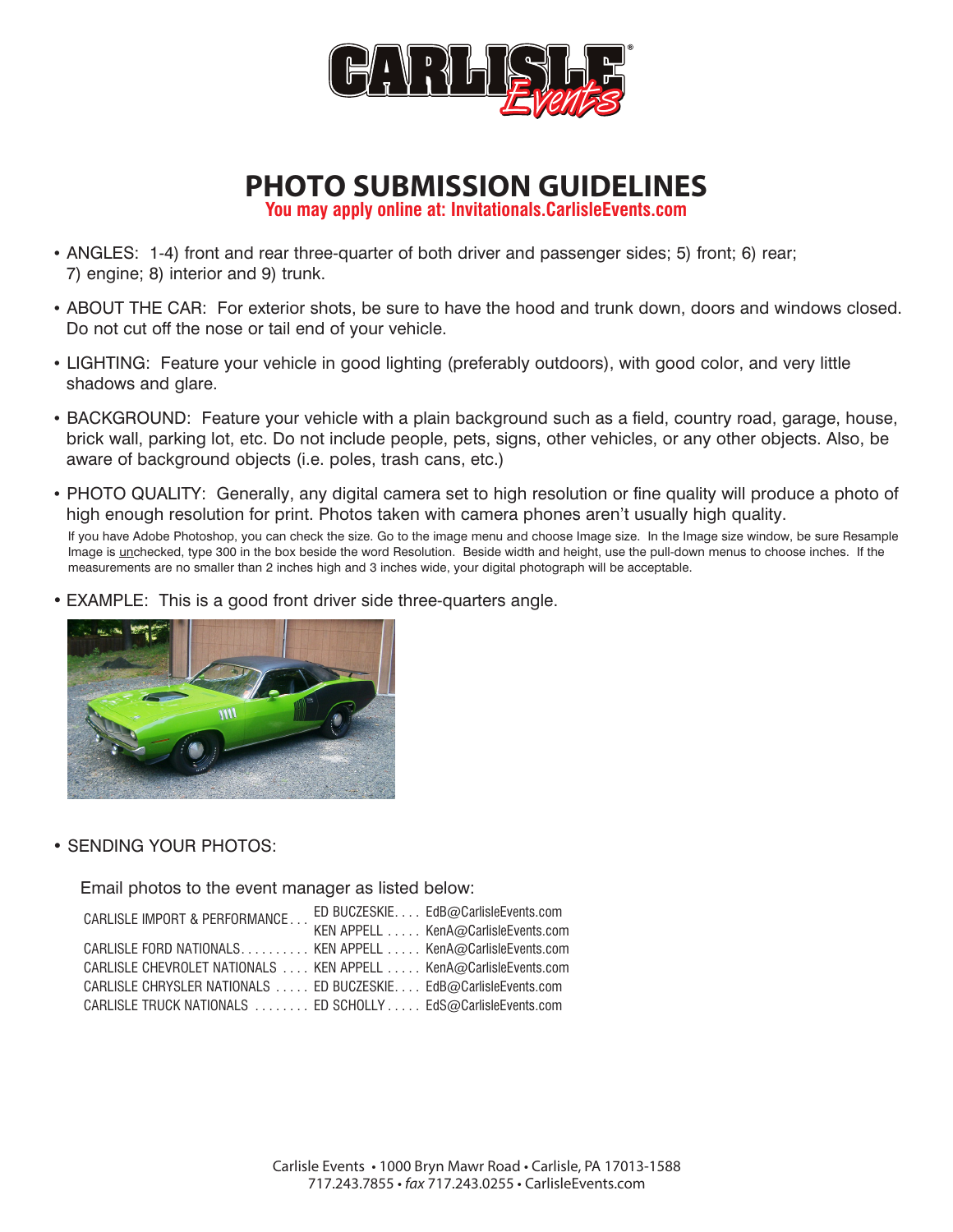# PHOTO SUBMISSION GUIDELINES

**You may apply online at: Invitationals.CarlisleEvents.com**

- ANGLES: 1-4) front and rear three-quarter of both driver and passenger sides; 5) front; 6) rear; 7) engine; 8) interior and 9) trunk.
- ABOUT THE CAR: For exterior shots, be sure to have the hood and trunk down, doors and windows closed. Do not cut off the nose or tail end of your vehicle.
- LIGHTING: Feature your vehicle in good lighting (preferably outdoors), with good color, and very little shadows and glare.
- BACKGROUND: Feature your vehicle with a plain background such as a field, country road, garage, house, brick wall, parking lot, etc. Do not include people, pets, signs, other vehicles, or any other objects. Also, be aware of background objects (i.e. poles, trash cans, etc.)
- PHOTO QUALITY: Generally, any digital camera set to high resolution or fine quality will produce a photo of high enough resolution for print. Photos taken with camera phones aren't usually high quality.

  If you have Adobe Photoshop, you can check the size. Go to the image menu and choose Image size. In the Image size window, be sure Resample Image is unchecked, type 300 in the box beside the word Resolution. Beside width and height, use the pull-down menus to choose inches. If the measurements are no smaller than 2 inches high and 3 inches wide, your digital photograph will be acceptable.
- EXAMPLE: This is a good front driver side three-quarters angle.
- SENDING YOUR PHOTOS:

  Email photos to the event manager as listed below:

| | | |
|---|---|---|
| CARLISLE IMPORT & PERFORMANCE | ED BUCZESKIE | EdB@CarlisleEvents.com |
| | KEN APPELL | KenA@CarlisleEvents.com |
| CARLISLE FORD NATIONALS | KEN APPELL | KenA@CarlisleEvents.com |
| CARLISLE CHEVROLET NATIONALS | KEN APPELL | KenA@CarlisleEvents.com |
| CARLISLE CHRYSLER NATIONALS | ED BUCZESKIE | EdB@CarlisleEvents.com |
| CARLISLE TRUCK NATIONALS | ED SCHOLLY | EdS@CarlisleEvents.com |

Carlisle Events • 1000 Bryn Mawr Road • Carlisle, PA 17013-1588
717.243.7855 • *fax* 717.243.0255 • CarlisleEvents.com